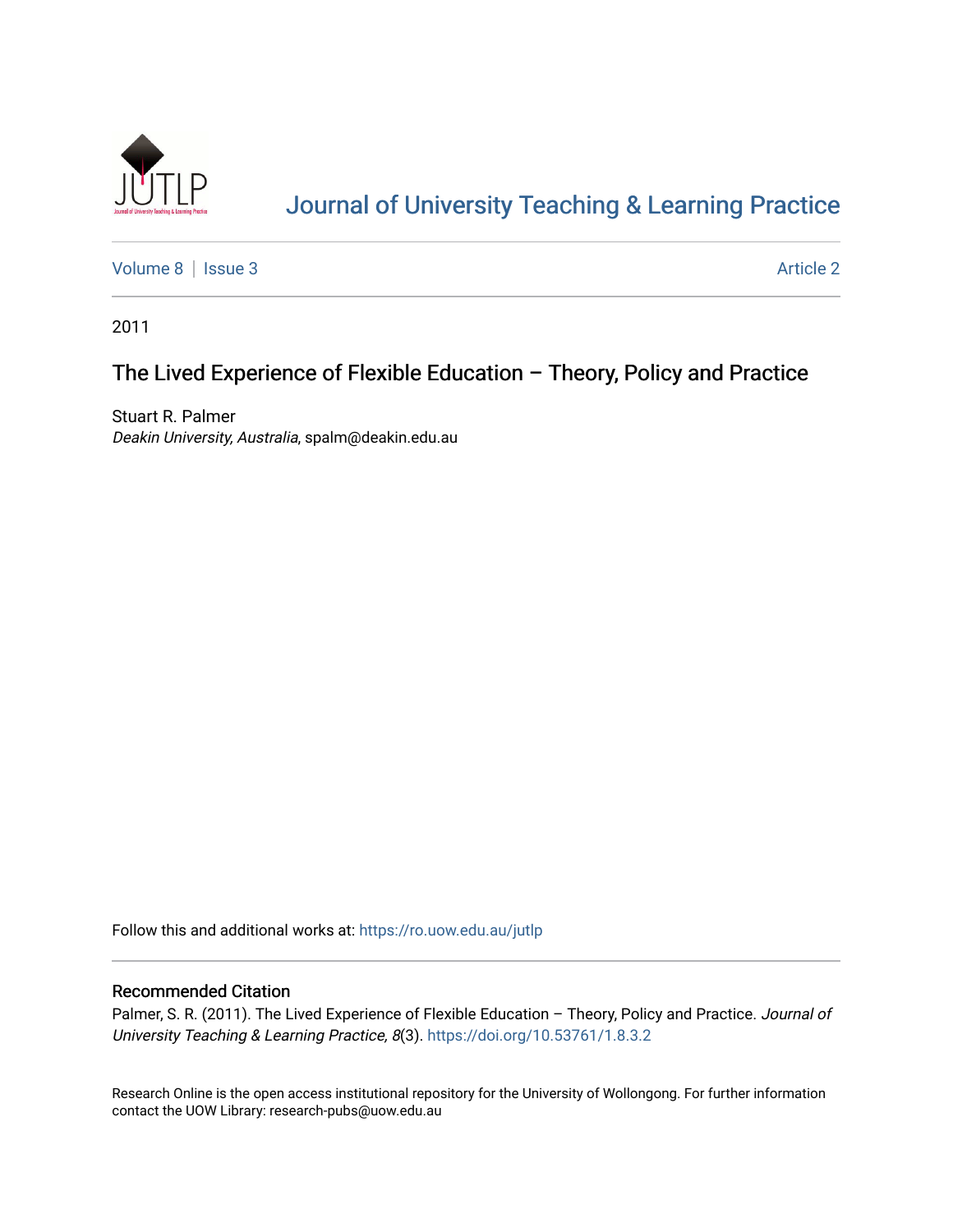# Journal of University Teaching & Learning Practice

Volume 8 | Issue 3 Article 2

2011

## The Lived Experience of Flexible Education – Theory, Policy and Practice

Stuart R. Palmer
*Deakin University, Australia*, spalm@deakin.edu.au

Follow this and additional works at: https://ro.uow.edu.au/jutlp

### Recommended Citation

Palmer, S. R. (2011). The Lived Experience of Flexible Education – Theory, Policy and Practice. *Journal of University Teaching & Learning Practice, 8*(3). https://doi.org/10.53761/1.8.3.2

Research Online is the open access institutional repository for the University of Wollongong. For further information contact the UOW Library: research-pubs@uow.edu.au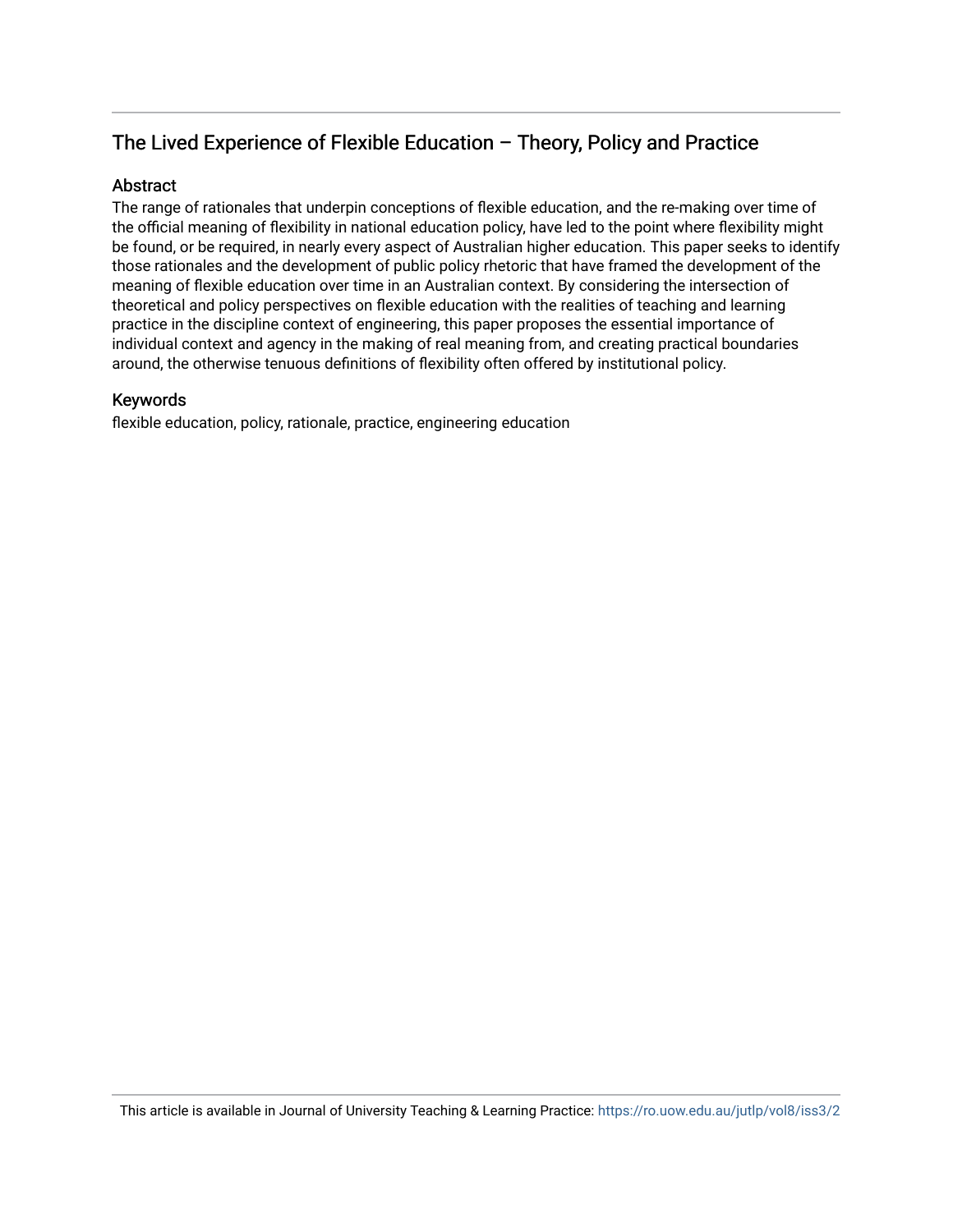## The Lived Experience of Flexible Education – Theory, Policy and Practice

### Abstract

The range of rationales that underpin conceptions of flexible education, and the re-making over time of the official meaning of flexibility in national education policy, have led to the point where flexibility might be found, or be required, in nearly every aspect of Australian higher education. This paper seeks to identify those rationales and the development of public policy rhetoric that have framed the development of the meaning of flexible education over time in an Australian context. By considering the intersection of theoretical and policy perspectives on flexible education with the realities of teaching and learning practice in the discipline context of engineering, this paper proposes the essential importance of individual context and agency in the making of real meaning from, and creating practical boundaries around, the otherwise tenuous definitions of flexibility often offered by institutional policy.

### Keywords

flexible education, policy, rationale, practice, engineering education

This article is available in Journal of University Teaching & Learning Practice: https://ro.uow.edu.au/jutlp/vol8/iss3/2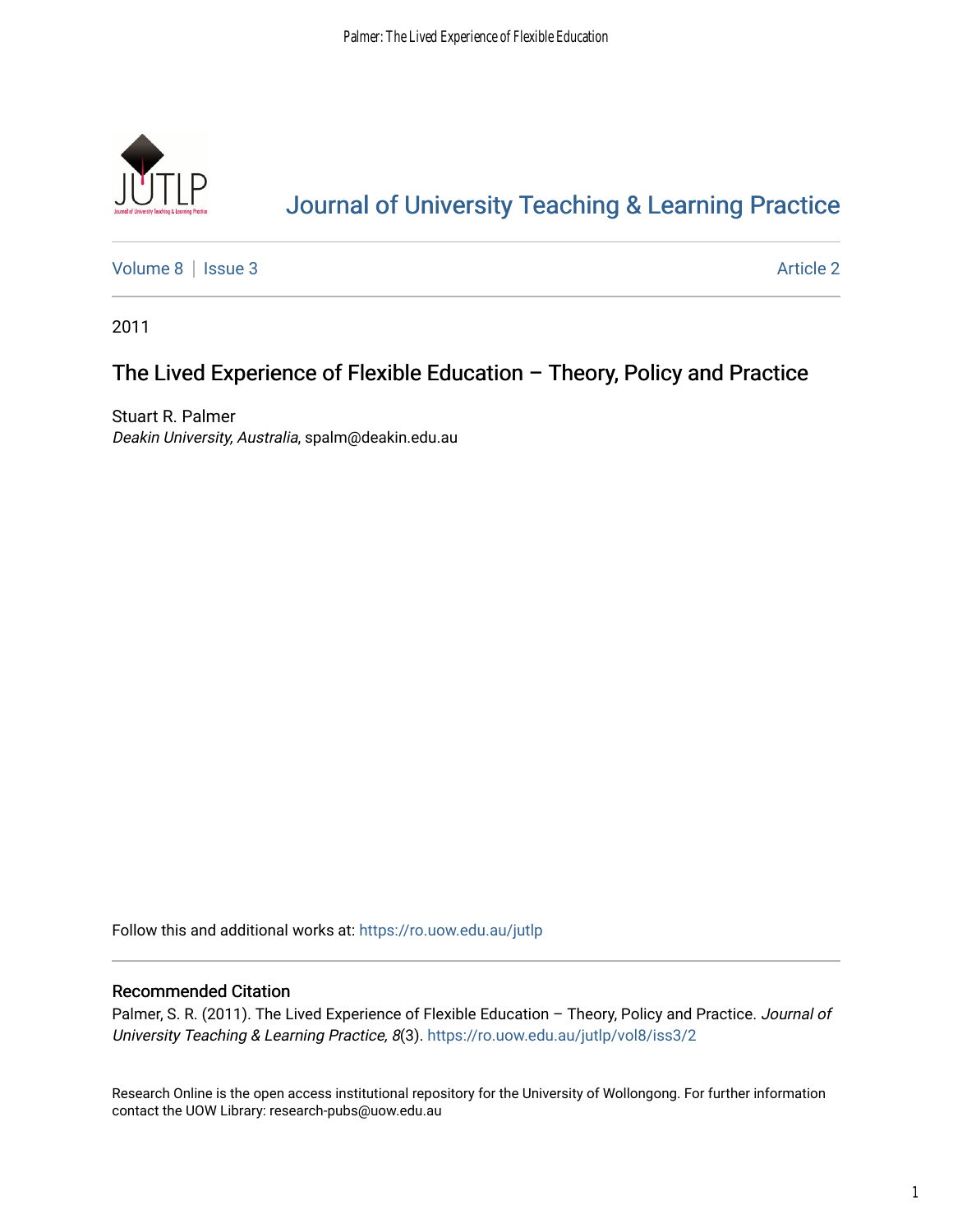# Journal of University Teaching & Learning Practice

Volume 8 | Issue 3 | Article 2

2011

## The Lived Experience of Flexible Education – Theory, Policy and Practice

Stuart R. Palmer
*Deakin University, Australia*, spalm@deakin.edu.au

Follow this and additional works at: https://ro.uow.edu.au/jutlp

### Recommended Citation

Palmer, S. R. (2011). The Lived Experience of Flexible Education – Theory, Policy and Practice. *Journal of University Teaching & Learning Practice, 8*(3). https://ro.uow.edu.au/jutlp/vol8/iss3/2

Research Online is the open access institutional repository for the University of Wollongong. For further information contact the UOW Library: research-pubs@uow.edu.au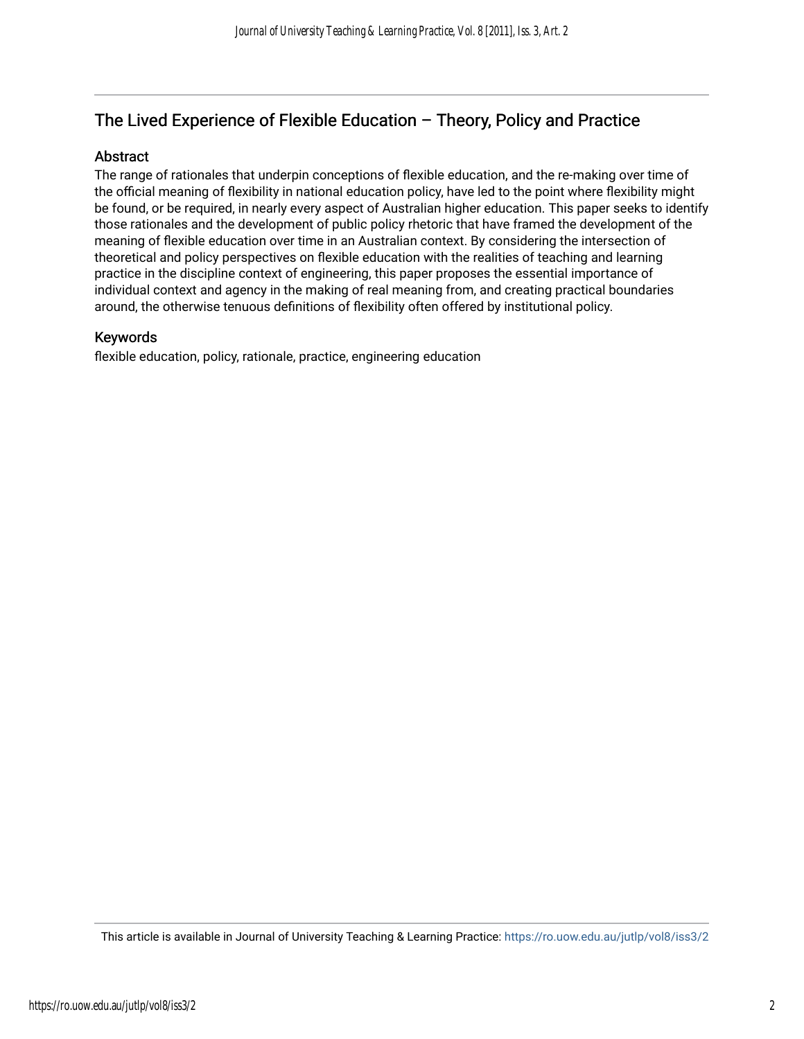## The Lived Experience of Flexible Education – Theory, Policy and Practice

### Abstract

The range of rationales that underpin conceptions of flexible education, and the re-making over time of the official meaning of flexibility in national education policy, have led to the point where flexibility might be found, or be required, in nearly every aspect of Australian higher education. This paper seeks to identify those rationales and the development of public policy rhetoric that have framed the development of the meaning of flexible education over time in an Australian context. By considering the intersection of theoretical and policy perspectives on flexible education with the realities of teaching and learning practice in the discipline context of engineering, this paper proposes the essential importance of individual context and agency in the making of real meaning from, and creating practical boundaries around, the otherwise tenuous definitions of flexibility often offered by institutional policy.

### Keywords

flexible education, policy, rationale, practice, engineering education

This article is available in Journal of University Teaching & Learning Practice: https://ro.uow.edu.au/jutlp/vol8/iss3/2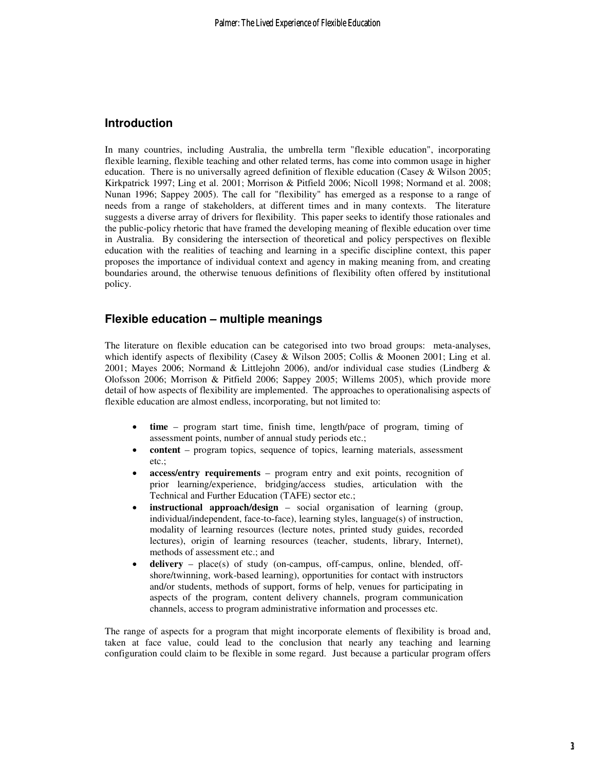## Introduction

In many countries, including Australia, the umbrella term "flexible education", incorporating flexible learning, flexible teaching and other related terms, has come into common usage in higher education. There is no universally agreed definition of flexible education (Casey & Wilson 2005; Kirkpatrick 1997; Ling et al. 2001; Morrison & Pitfield 2006; Nicoll 1998; Normand et al. 2008; Nunan 1996; Sappey 2005). The call for "flexibility" has emerged as a response to a range of needs from a range of stakeholders, at different times and in many contexts. The literature suggests a diverse array of drivers for flexibility. This paper seeks to identify those rationales and the public-policy rhetoric that have framed the developing meaning of flexible education over time in Australia. By considering the intersection of theoretical and policy perspectives on flexible education with the realities of teaching and learning in a specific discipline context, this paper proposes the importance of individual context and agency in making meaning from, and creating boundaries around, the otherwise tenuous definitions of flexibility often offered by institutional policy.

## Flexible education – multiple meanings

The literature on flexible education can be categorised into two broad groups: meta-analyses, which identify aspects of flexibility (Casey & Wilson 2005; Collis & Moonen 2001; Ling et al. 2001; Mayes 2006; Normand & Littlejohn 2006), and/or individual case studies (Lindberg & Olofsson 2006; Morrison & Pitfield 2006; Sappey 2005; Willems 2005), which provide more detail of how aspects of flexibility are implemented. The approaches to operationalising aspects of flexible education are almost endless, incorporating, but not limited to:

- **time** – program start time, finish time, length/pace of program, timing of assessment points, number of annual study periods etc.;
- **content** – program topics, sequence of topics, learning materials, assessment etc.;
- **access/entry requirements** – program entry and exit points, recognition of prior learning/experience, bridging/access studies, articulation with the Technical and Further Education (TAFE) sector etc.;
- **instructional approach/design** – social organisation of learning (group, individual/independent, face-to-face), learning styles, language(s) of instruction, modality of learning resources (lecture notes, printed study guides, recorded lectures), origin of learning resources (teacher, students, library, Internet), methods of assessment etc.; and
- **delivery** – place(s) of study (on-campus, off-campus, online, blended, off-shore/twinning, work-based learning), opportunities for contact with instructors and/or students, methods of support, forms of help, venues for participating in aspects of the program, content delivery channels, program communication channels, access to program administrative information and processes etc.

The range of aspects for a program that might incorporate elements of flexibility is broad and, taken at face value, could lead to the conclusion that nearly any teaching and learning configuration could claim to be flexible in some regard. Just because a particular program offers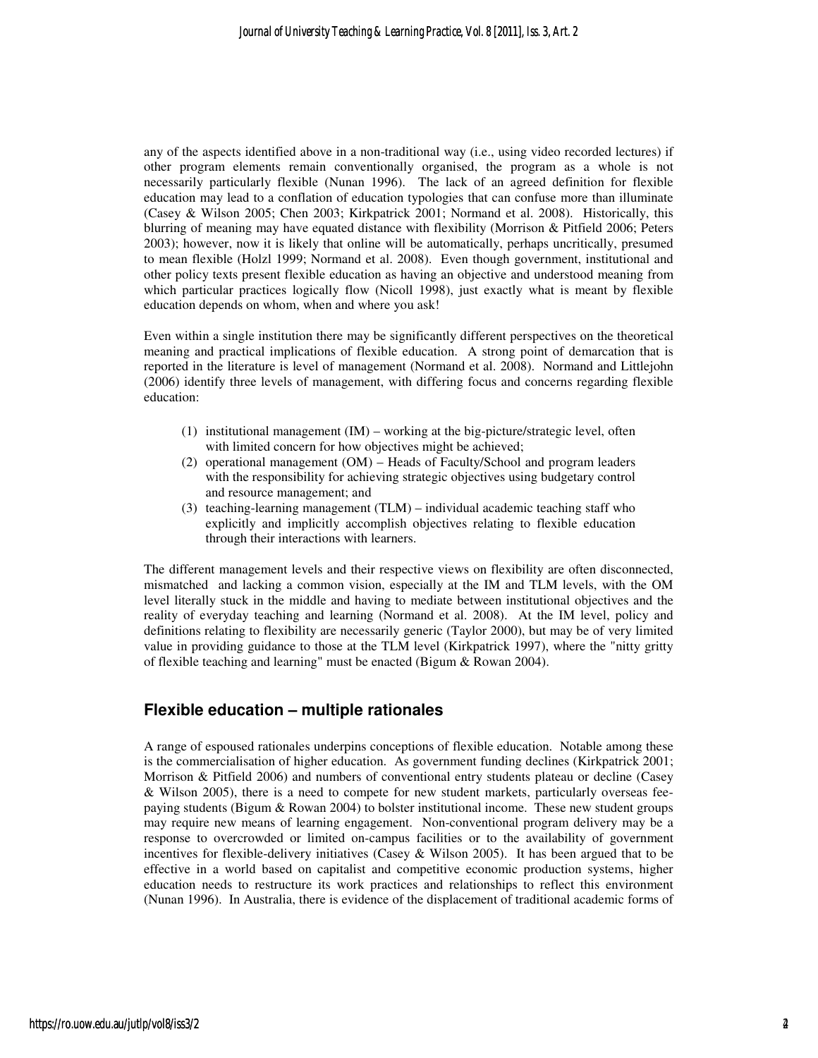any of the aspects identified above in a non-traditional way (i.e., using video recorded lectures) if other program elements remain conventionally organised, the program as a whole is not necessarily particularly flexible (Nunan 1996). The lack of an agreed definition for flexible education may lead to a conflation of education typologies that can confuse more than illuminate (Casey & Wilson 2005; Chen 2003; Kirkpatrick 2001; Normand et al. 2008). Historically, this blurring of meaning may have equated distance with flexibility (Morrison & Pitfield 2006; Peters 2003); however, now it is likely that online will be automatically, perhaps uncritically, presumed to mean flexible (Holzl 1999; Normand et al. 2008). Even though government, institutional and other policy texts present flexible education as having an objective and understood meaning from which particular practices logically flow (Nicoll 1998), just exactly what is meant by flexible education depends on whom, when and where you ask!

Even within a single institution there may be significantly different perspectives on the theoretical meaning and practical implications of flexible education. A strong point of demarcation that is reported in the literature is level of management (Normand et al. 2008). Normand and Littlejohn (2006) identify three levels of management, with differing focus and concerns regarding flexible education:

(1) institutional management (IM) – working at the big-picture/strategic level, often with limited concern for how objectives might be achieved;
(2) operational management (OM) – Heads of Faculty/School and program leaders with the responsibility for achieving strategic objectives using budgetary control and resource management; and
(3) teaching-learning management (TLM) – individual academic teaching staff who explicitly and implicitly accomplish objectives relating to flexible education through their interactions with learners.

The different management levels and their respective views on flexibility are often disconnected, mismatched and lacking a common vision, especially at the IM and TLM levels, with the OM level literally stuck in the middle and having to mediate between institutional objectives and the reality of everyday teaching and learning (Normand et al. 2008). At the IM level, policy and definitions relating to flexibility are necessarily generic (Taylor 2000), but may be of very limited value in providing guidance to those at the TLM level (Kirkpatrick 1997), where the "nitty gritty of flexible teaching and learning" must be enacted (Bigum & Rowan 2004).

## Flexible education – multiple rationales

A range of espoused rationales underpins conceptions of flexible education. Notable among these is the commercialisation of higher education. As government funding declines (Kirkpatrick 2001; Morrison & Pitfield 2006) and numbers of conventional entry students plateau or decline (Casey & Wilson 2005), there is a need to compete for new student markets, particularly overseas fee-paying students (Bigum & Rowan 2004) to bolster institutional income. These new student groups may require new means of learning engagement. Non-conventional program delivery may be a response to overcrowded or limited on-campus facilities or to the availability of government incentives for flexible-delivery initiatives (Casey & Wilson 2005). It has been argued that to be effective in a world based on capitalist and competitive economic production systems, higher education needs to restructure its work practices and relationships to reflect this environment (Nunan 1996). In Australia, there is evidence of the displacement of traditional academic forms of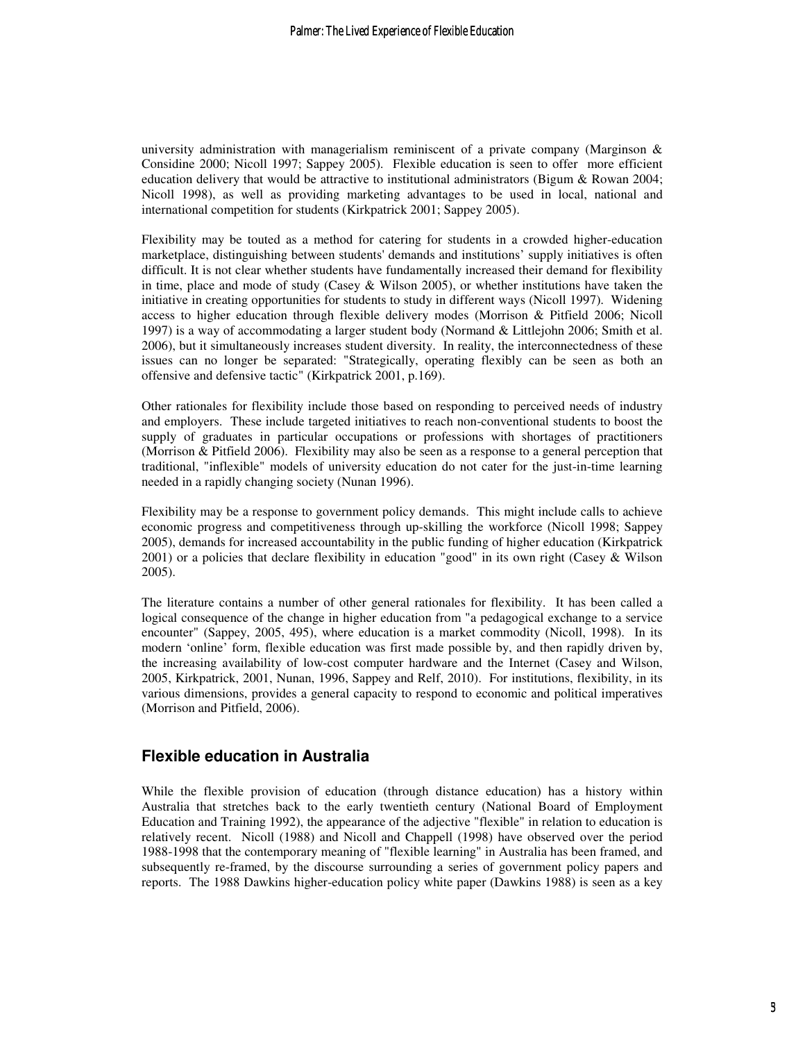university administration with managerialism reminiscent of a private company (Marginson & Considine 2000; Nicoll 1997; Sappey 2005). Flexible education is seen to offer more efficient education delivery that would be attractive to institutional administrators (Bigum & Rowan 2004; Nicoll 1998), as well as providing marketing advantages to be used in local, national and international competition for students (Kirkpatrick 2001; Sappey 2005).

Flexibility may be touted as a method for catering for students in a crowded higher-education marketplace, distinguishing between students' demands and institutions' supply initiatives is often difficult. It is not clear whether students have fundamentally increased their demand for flexibility in time, place and mode of study (Casey & Wilson 2005), or whether institutions have taken the initiative in creating opportunities for students to study in different ways (Nicoll 1997). Widening access to higher education through flexible delivery modes (Morrison & Pitfield 2006; Nicoll 1997) is a way of accommodating a larger student body (Normand & Littlejohn 2006; Smith et al. 2006), but it simultaneously increases student diversity. In reality, the interconnectedness of these issues can no longer be separated: "Strategically, operating flexibly can be seen as both an offensive and defensive tactic" (Kirkpatrick 2001, p.169).

Other rationales for flexibility include those based on responding to perceived needs of industry and employers. These include targeted initiatives to reach non-conventional students to boost the supply of graduates in particular occupations or professions with shortages of practitioners (Morrison & Pitfield 2006). Flexibility may also be seen as a response to a general perception that traditional, "inflexible" models of university education do not cater for the just-in-time learning needed in a rapidly changing society (Nunan 1996).

Flexibility may be a response to government policy demands. This might include calls to achieve economic progress and competitiveness through up-skilling the workforce (Nicoll 1998; Sappey 2005), demands for increased accountability in the public funding of higher education (Kirkpatrick 2001) or a policies that declare flexibility in education "good" in its own right (Casey & Wilson 2005).

The literature contains a number of other general rationales for flexibility. It has been called a logical consequence of the change in higher education from "a pedagogical exchange to a service encounter" (Sappey, 2005, 495), where education is a market commodity (Nicoll, 1998). In its modern 'online' form, flexible education was first made possible by, and then rapidly driven by, the increasing availability of low-cost computer hardware and the Internet (Casey and Wilson, 2005, Kirkpatrick, 2001, Nunan, 1996, Sappey and Relf, 2010). For institutions, flexibility, in its various dimensions, provides a general capacity to respond to economic and political imperatives (Morrison and Pitfield, 2006).

## Flexible education in Australia

While the flexible provision of education (through distance education) has a history within Australia that stretches back to the early twentieth century (National Board of Employment Education and Training 1992), the appearance of the adjective "flexible" in relation to education is relatively recent. Nicoll (1988) and Nicoll and Chappell (1998) have observed over the period 1988-1998 that the contemporary meaning of "flexible learning" in Australia has been framed, and subsequently re-framed, by the discourse surrounding a series of government policy papers and reports. The 1988 Dawkins higher-education policy white paper (Dawkins 1988) is seen as a key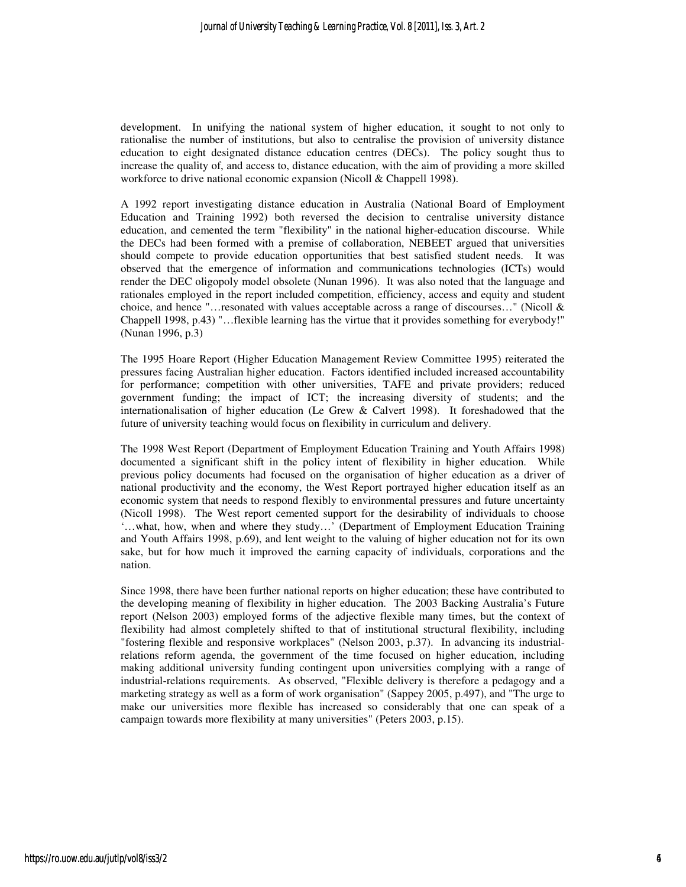development. In unifying the national system of higher education, it sought to not only to rationalise the number of institutions, but also to centralise the provision of university distance education to eight designated distance education centres (DECs). The policy sought thus to increase the quality of, and access to, distance education, with the aim of providing a more skilled workforce to drive national economic expansion (Nicoll & Chappell 1998).

A 1992 report investigating distance education in Australia (National Board of Employment Education and Training 1992) both reversed the decision to centralise university distance education, and cemented the term "flexibility" in the national higher-education discourse. While the DECs had been formed with a premise of collaboration, NEBEET argued that universities should compete to provide education opportunities that best satisfied student needs. It was observed that the emergence of information and communications technologies (ICTs) would render the DEC oligopoly model obsolete (Nunan 1996). It was also noted that the language and rationales employed in the report included competition, efficiency, access and equity and student choice, and hence "…resonated with values acceptable across a range of discourses…" (Nicoll & Chappell 1998, p.43) "…flexible learning has the virtue that it provides something for everybody!" (Nunan 1996, p.3)

The 1995 Hoare Report (Higher Education Management Review Committee 1995) reiterated the pressures facing Australian higher education. Factors identified included increased accountability for performance; competition with other universities, TAFE and private providers; reduced government funding; the impact of ICT; the increasing diversity of students; and the internationalisation of higher education (Le Grew & Calvert 1998). It foreshadowed that the future of university teaching would focus on flexibility in curriculum and delivery.

The 1998 West Report (Department of Employment Education Training and Youth Affairs 1998) documented a significant shift in the policy intent of flexibility in higher education. While previous policy documents had focused on the organisation of higher education as a driver of national productivity and the economy, the West Report portrayed higher education itself as an economic system that needs to respond flexibly to environmental pressures and future uncertainty (Nicoll 1998). The West report cemented support for the desirability of individuals to choose '…what, how, when and where they study…' (Department of Employment Education Training and Youth Affairs 1998, p.69), and lent weight to the valuing of higher education not for its own sake, but for how much it improved the earning capacity of individuals, corporations and the nation.

Since 1998, there have been further national reports on higher education; these have contributed to the developing meaning of flexibility in higher education. The 2003 Backing Australia's Future report (Nelson 2003) employed forms of the adjective flexible many times, but the context of flexibility had almost completely shifted to that of institutional structural flexibility, including "fostering flexible and responsive workplaces" (Nelson 2003, p.37). In advancing its industrial-relations reform agenda, the government of the time focused on higher education, including making additional university funding contingent upon universities complying with a range of industrial-relations requirements. As observed, "Flexible delivery is therefore a pedagogy and a marketing strategy as well as a form of work organisation" (Sappey 2005, p.497), and "The urge to make our universities more flexible has increased so considerably that one can speak of a campaign towards more flexibility at many universities" (Peters 2003, p.15).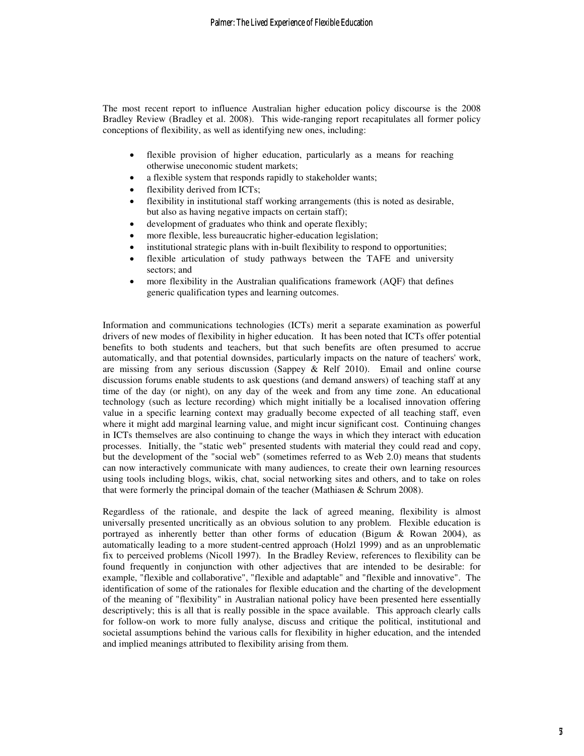The most recent report to influence Australian higher education policy discourse is the 2008 Bradley Review (Bradley et al. 2008). This wide-ranging report recapitulates all former policy conceptions of flexibility, as well as identifying new ones, including:

- flexible provision of higher education, particularly as a means for reaching otherwise uneconomic student markets;
- a flexible system that responds rapidly to stakeholder wants;
- flexibility derived from ICTs;
- flexibility in institutional staff working arrangements (this is noted as desirable, but also as having negative impacts on certain staff);
- development of graduates who think and operate flexibly;
- more flexible, less bureaucratic higher-education legislation;
- institutional strategic plans with in-built flexibility to respond to opportunities;
- flexible articulation of study pathways between the TAFE and university sectors; and
- more flexibility in the Australian qualifications framework (AQF) that defines generic qualification types and learning outcomes.

Information and communications technologies (ICTs) merit a separate examination as powerful drivers of new modes of flexibility in higher education. It has been noted that ICTs offer potential benefits to both students and teachers, but that such benefits are often presumed to accrue automatically, and that potential downsides, particularly impacts on the nature of teachers' work, are missing from any serious discussion (Sappey & Relf 2010). Email and online course discussion forums enable students to ask questions (and demand answers) of teaching staff at any time of the day (or night), on any day of the week and from any time zone. An educational technology (such as lecture recording) which might initially be a localised innovation offering value in a specific learning context may gradually become expected of all teaching staff, even where it might add marginal learning value, and might incur significant cost. Continuing changes in ICTs themselves are also continuing to change the ways in which they interact with education processes. Initially, the "static web" presented students with material they could read and copy, but the development of the "social web" (sometimes referred to as Web 2.0) means that students can now interactively communicate with many audiences, to create their own learning resources using tools including blogs, wikis, chat, social networking sites and others, and to take on roles that were formerly the principal domain of the teacher (Mathiasen & Schrum 2008).

Regardless of the rationale, and despite the lack of agreed meaning, flexibility is almost universally presented uncritically as an obvious solution to any problem. Flexible education is portrayed as inherently better than other forms of education (Bigum & Rowan 2004), as automatically leading to a more student-centred approach (Holzl 1999) and as an unproblematic fix to perceived problems (Nicoll 1997). In the Bradley Review, references to flexibility can be found frequently in conjunction with other adjectives that are intended to be desirable: for example, "flexible and collaborative", "flexible and adaptable" and "flexible and innovative". The identification of some of the rationales for flexible education and the charting of the development of the meaning of "flexibility" in Australian national policy have been presented here essentially descriptively; this is all that is really possible in the space available. This approach clearly calls for follow-on work to more fully analyse, discuss and critique the political, institutional and societal assumptions behind the various calls for flexibility in higher education, and the intended and implied meanings attributed to flexibility arising from them.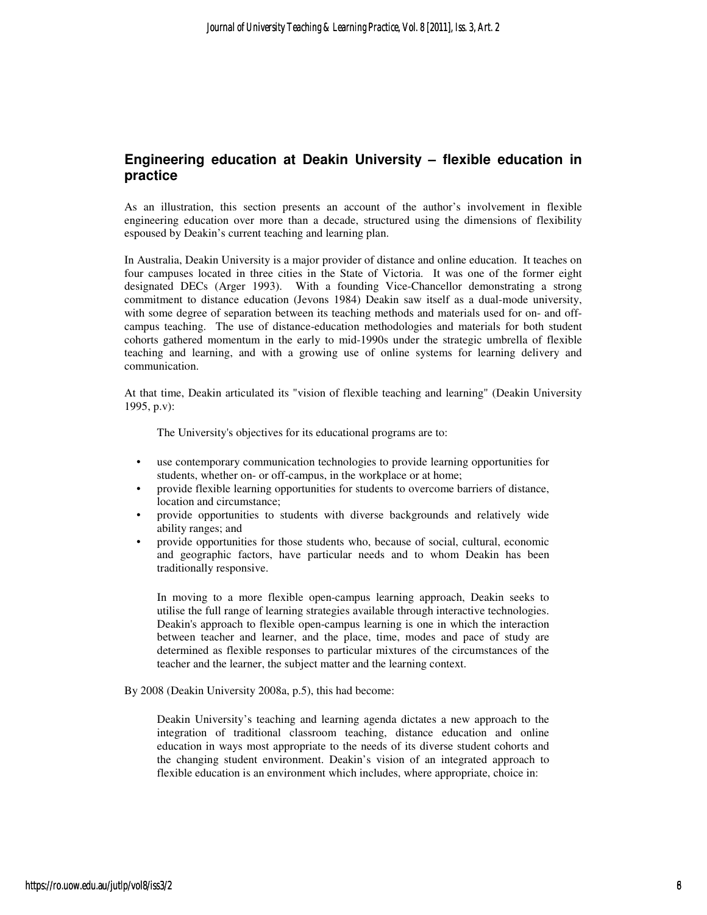## Engineering education at Deakin University – flexible education in practice

As an illustration, this section presents an account of the author's involvement in flexible engineering education over more than a decade, structured using the dimensions of flexibility espoused by Deakin's current teaching and learning plan.

In Australia, Deakin University is a major provider of distance and online education. It teaches on four campuses located in three cities in the State of Victoria. It was one of the former eight designated DECs (Arger 1993). With a founding Vice-Chancellor demonstrating a strong commitment to distance education (Jevons 1984) Deakin saw itself as a dual-mode university, with some degree of separation between its teaching methods and materials used for on- and off-campus teaching. The use of distance-education methodologies and materials for both student cohorts gathered momentum in the early to mid-1990s under the strategic umbrella of flexible teaching and learning, and with a growing use of online systems for learning delivery and communication.

At that time, Deakin articulated its "vision of flexible teaching and learning" (Deakin University 1995, p.v):

> The University's objectives for its educational programs are to:
>
> - use contemporary communication technologies to provide learning opportunities for students, whether on- or off-campus, in the workplace or at home;
> - provide flexible learning opportunities for students to overcome barriers of distance, location and circumstance;
> - provide opportunities to students with diverse backgrounds and relatively wide ability ranges; and
> - provide opportunities for those students who, because of social, cultural, economic and geographic factors, have particular needs and to whom Deakin has been traditionally responsive.
>
> In moving to a more flexible open-campus learning approach, Deakin seeks to utilise the full range of learning strategies available through interactive technologies. Deakin's approach to flexible open-campus learning is one in which the interaction between teacher and learner, and the place, time, modes and pace of study are determined as flexible responses to particular mixtures of the circumstances of the teacher and the learner, the subject matter and the learning context.

By 2008 (Deakin University 2008a, p.5), this had become:

> Deakin University's teaching and learning agenda dictates a new approach to the integration of traditional classroom teaching, distance education and online education in ways most appropriate to the needs of its diverse student cohorts and the changing student environment. Deakin's vision of an integrated approach to flexible education is an environment which includes, where appropriate, choice in: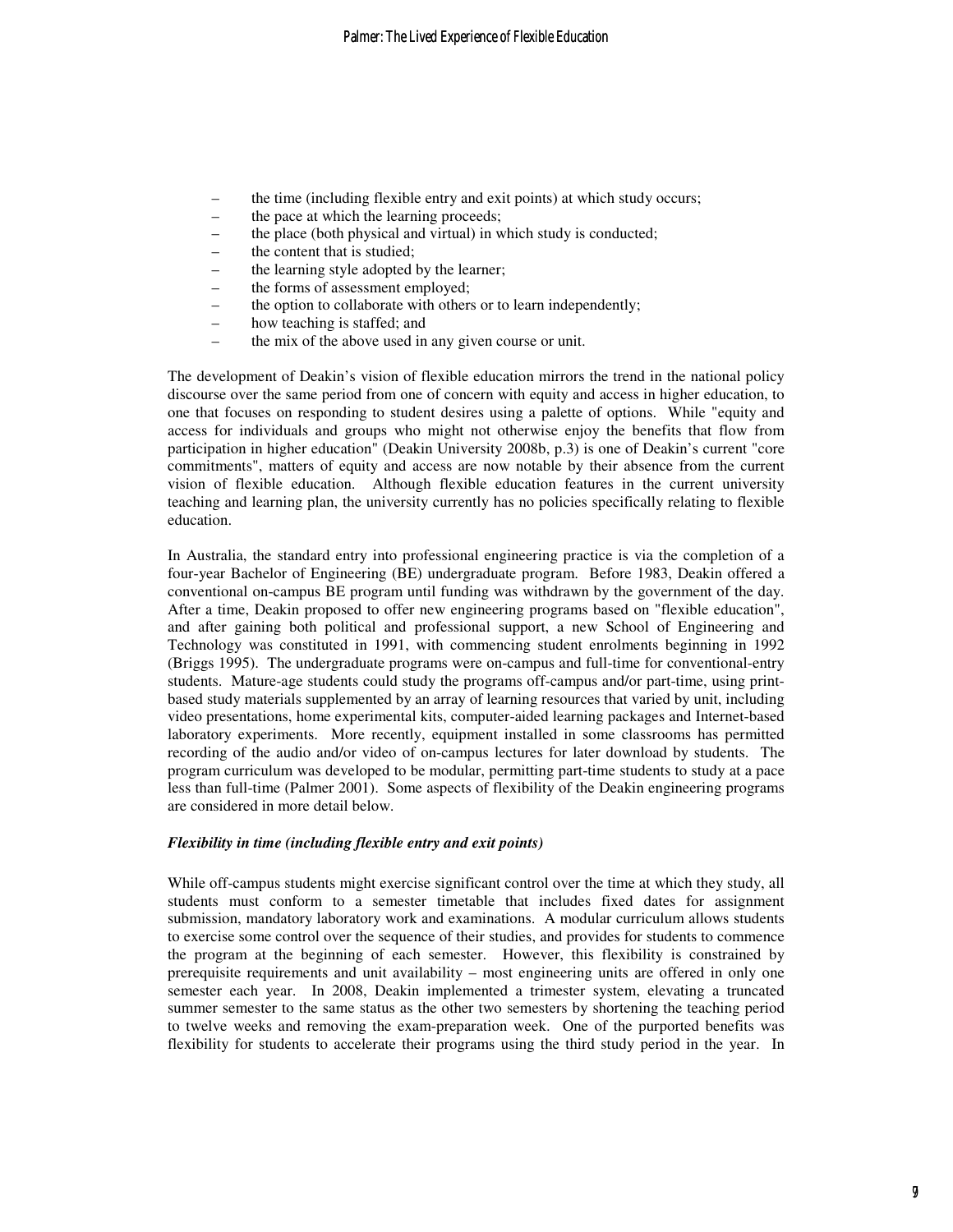- the time (including flexible entry and exit points) at which study occurs;
- the pace at which the learning proceeds;
- the place (both physical and virtual) in which study is conducted;
- the content that is studied;
- the learning style adopted by the learner;
- the forms of assessment employed;
- the option to collaborate with others or to learn independently;
- how teaching is staffed; and
- the mix of the above used in any given course or unit.

The development of Deakin's vision of flexible education mirrors the trend in the national policy discourse over the same period from one of concern with equity and access in higher education, to one that focuses on responding to student desires using a palette of options. While "equity and access for individuals and groups who might not otherwise enjoy the benefits that flow from participation in higher education" (Deakin University 2008b, p.3) is one of Deakin's current "core commitments", matters of equity and access are now notable by their absence from the current vision of flexible education. Although flexible education features in the current university teaching and learning plan, the university currently has no policies specifically relating to flexible education.

In Australia, the standard entry into professional engineering practice is via the completion of a four-year Bachelor of Engineering (BE) undergraduate program. Before 1983, Deakin offered a conventional on-campus BE program until funding was withdrawn by the government of the day. After a time, Deakin proposed to offer new engineering programs based on "flexible education", and after gaining both political and professional support, a new School of Engineering and Technology was constituted in 1991, with commencing student enrolments beginning in 1992 (Briggs 1995). The undergraduate programs were on-campus and full-time for conventional-entry students. Mature-age students could study the programs off-campus and/or part-time, using print-based study materials supplemented by an array of learning resources that varied by unit, including video presentations, home experimental kits, computer-aided learning packages and Internet-based laboratory experiments. More recently, equipment installed in some classrooms has permitted recording of the audio and/or video of on-campus lectures for later download by students. The program curriculum was developed to be modular, permitting part-time students to study at a pace less than full-time (Palmer 2001). Some aspects of flexibility of the Deakin engineering programs are considered in more detail below.

***Flexibility in time (including flexible entry and exit points)***

While off-campus students might exercise significant control over the time at which they study, all students must conform to a semester timetable that includes fixed dates for assignment submission, mandatory laboratory work and examinations. A modular curriculum allows students to exercise some control over the sequence of their studies, and provides for students to commence the program at the beginning of each semester. However, this flexibility is constrained by prerequisite requirements and unit availability – most engineering units are offered in only one semester each year. In 2008, Deakin implemented a trimester system, elevating a truncated summer semester to the same status as the other two semesters by shortening the teaching period to twelve weeks and removing the exam-preparation week. One of the purported benefits was flexibility for students to accelerate their programs using the third study period in the year. In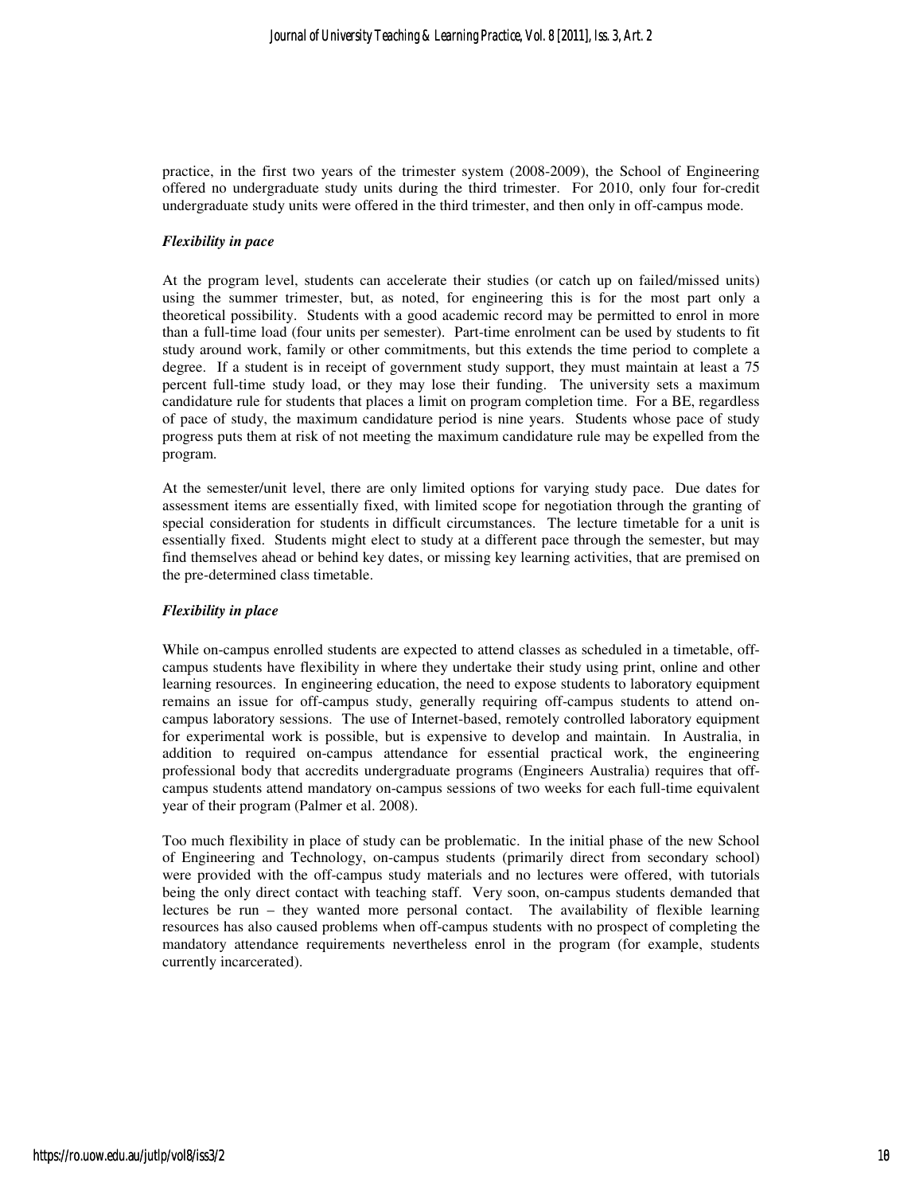practice, in the first two years of the trimester system (2008-2009), the School of Engineering offered no undergraduate study units during the third trimester. For 2010, only four for-credit undergraduate study units were offered in the third trimester, and then only in off-campus mode.

### *Flexibility in pace*

At the program level, students can accelerate their studies (or catch up on failed/missed units) using the summer trimester, but, as noted, for engineering this is for the most part only a theoretical possibility. Students with a good academic record may be permitted to enrol in more than a full-time load (four units per semester). Part-time enrolment can be used by students to fit study around work, family or other commitments, but this extends the time period to complete a degree. If a student is in receipt of government study support, they must maintain at least a 75 percent full-time study load, or they may lose their funding. The university sets a maximum candidature rule for students that places a limit on program completion time. For a BE, regardless of pace of study, the maximum candidature period is nine years. Students whose pace of study progress puts them at risk of not meeting the maximum candidature rule may be expelled from the program.

At the semester/unit level, there are only limited options for varying study pace. Due dates for assessment items are essentially fixed, with limited scope for negotiation through the granting of special consideration for students in difficult circumstances. The lecture timetable for a unit is essentially fixed. Students might elect to study at a different pace through the semester, but may find themselves ahead or behind key dates, or missing key learning activities, that are premised on the pre-determined class timetable.

### *Flexibility in place*

While on-campus enrolled students are expected to attend classes as scheduled in a timetable, off-campus students have flexibility in where they undertake their study using print, online and other learning resources. In engineering education, the need to expose students to laboratory equipment remains an issue for off-campus study, generally requiring off-campus students to attend on-campus laboratory sessions. The use of Internet-based, remotely controlled laboratory equipment for experimental work is possible, but is expensive to develop and maintain. In Australia, in addition to required on-campus attendance for essential practical work, the engineering professional body that accredits undergraduate programs (Engineers Australia) requires that off-campus students attend mandatory on-campus sessions of two weeks for each full-time equivalent year of their program (Palmer et al. 2008).

Too much flexibility in place of study can be problematic. In the initial phase of the new School of Engineering and Technology, on-campus students (primarily direct from secondary school) were provided with the off-campus study materials and no lectures were offered, with tutorials being the only direct contact with teaching staff. Very soon, on-campus students demanded that lectures be run – they wanted more personal contact. The availability of flexible learning resources has also caused problems when off-campus students with no prospect of completing the mandatory attendance requirements nevertheless enrol in the program (for example, students currently incarcerated).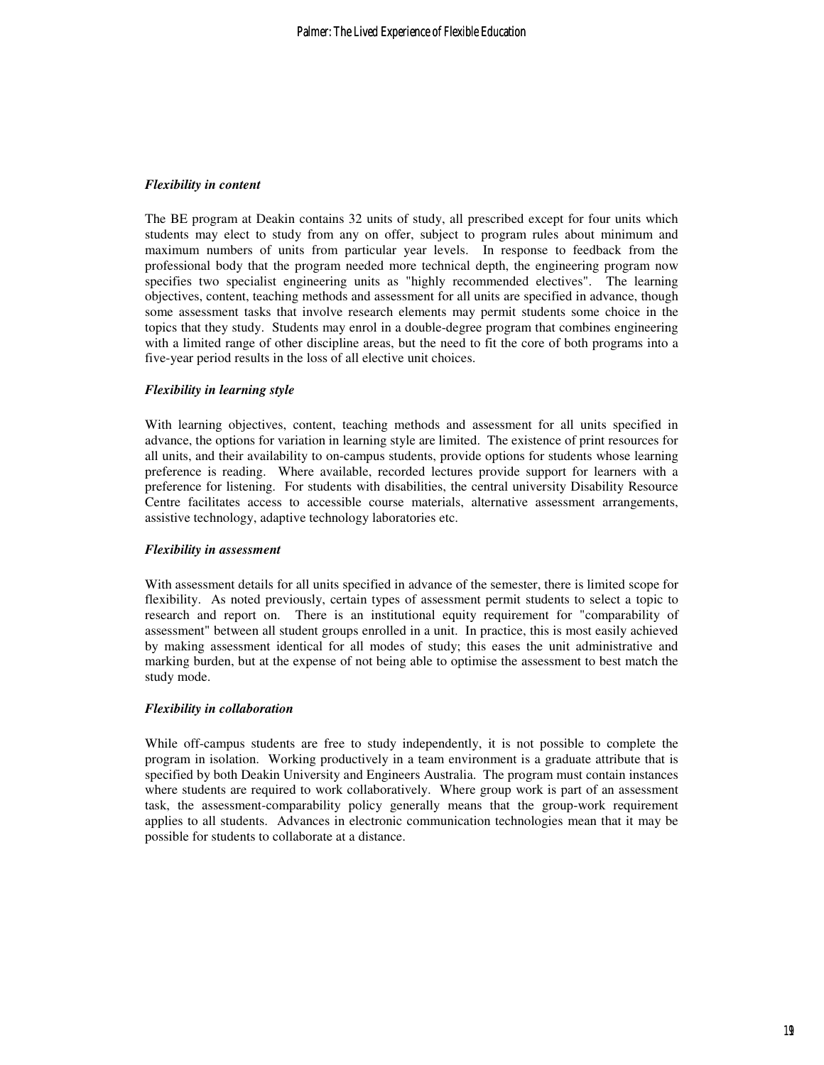### *Flexibility in content*

The BE program at Deakin contains 32 units of study, all prescribed except for four units which students may elect to study from any on offer, subject to program rules about minimum and maximum numbers of units from particular year levels. In response to feedback from the professional body that the program needed more technical depth, the engineering program now specifies two specialist engineering units as "highly recommended electives". The learning objectives, content, teaching methods and assessment for all units are specified in advance, though some assessment tasks that involve research elements may permit students some choice in the topics that they study. Students may enrol in a double-degree program that combines engineering with a limited range of other discipline areas, but the need to fit the core of both programs into a five-year period results in the loss of all elective unit choices.

### *Flexibility in learning style*

With learning objectives, content, teaching methods and assessment for all units specified in advance, the options for variation in learning style are limited. The existence of print resources for all units, and their availability to on-campus students, provide options for students whose learning preference is reading. Where available, recorded lectures provide support for learners with a preference for listening. For students with disabilities, the central university Disability Resource Centre facilitates access to accessible course materials, alternative assessment arrangements, assistive technology, adaptive technology laboratories etc.

### *Flexibility in assessment*

With assessment details for all units specified in advance of the semester, there is limited scope for flexibility. As noted previously, certain types of assessment permit students to select a topic to research and report on. There is an institutional equity requirement for "comparability of assessment" between all student groups enrolled in a unit. In practice, this is most easily achieved by making assessment identical for all modes of study; this eases the unit administrative and marking burden, but at the expense of not being able to optimise the assessment to best match the study mode.

### *Flexibility in collaboration*

While off-campus students are free to study independently, it is not possible to complete the program in isolation. Working productively in a team environment is a graduate attribute that is specified by both Deakin University and Engineers Australia. The program must contain instances where students are required to work collaboratively. Where group work is part of an assessment task, the assessment-comparability policy generally means that the group-work requirement applies to all students. Advances in electronic communication technologies mean that it may be possible for students to collaborate at a distance.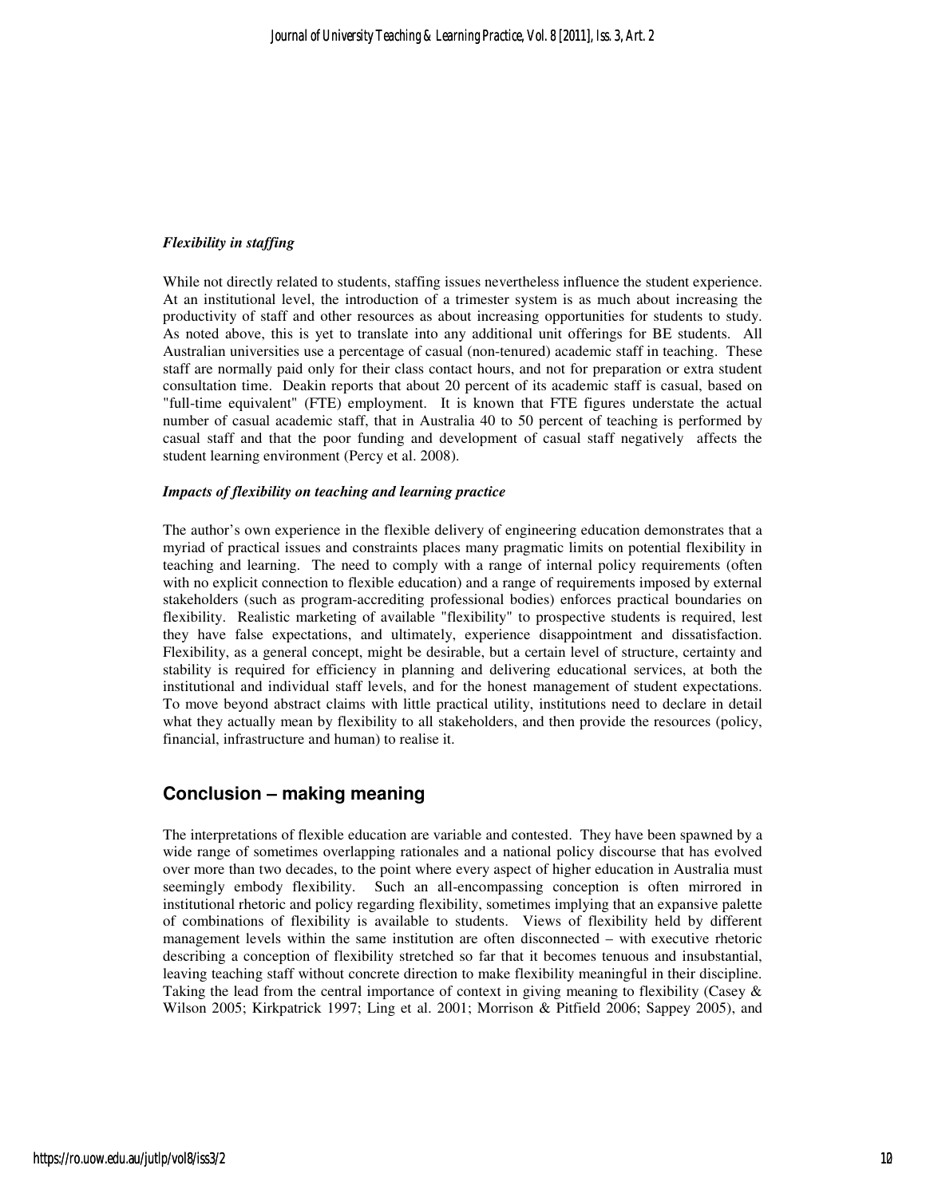***Flexibility in staffing***

While not directly related to students, staffing issues nevertheless influence the student experience. At an institutional level, the introduction of a trimester system is as much about increasing the productivity of staff and other resources as about increasing opportunities for students to study. As noted above, this is yet to translate into any additional unit offerings for BE students. All Australian universities use a percentage of casual (non-tenured) academic staff in teaching. These staff are normally paid only for their class contact hours, and not for preparation or extra student consultation time. Deakin reports that about 20 percent of its academic staff is casual, based on "full-time equivalent" (FTE) employment. It is known that FTE figures understate the actual number of casual academic staff, that in Australia 40 to 50 percent of teaching is performed by casual staff and that the poor funding and development of casual staff negatively affects the student learning environment (Percy et al. 2008).

***Impacts of flexibility on teaching and learning practice***

The author's own experience in the flexible delivery of engineering education demonstrates that a myriad of practical issues and constraints places many pragmatic limits on potential flexibility in teaching and learning. The need to comply with a range of internal policy requirements (often with no explicit connection to flexible education) and a range of requirements imposed by external stakeholders (such as program-accrediting professional bodies) enforces practical boundaries on flexibility. Realistic marketing of available "flexibility" to prospective students is required, lest they have false expectations, and ultimately, experience disappointment and dissatisfaction. Flexibility, as a general concept, might be desirable, but a certain level of structure, certainty and stability is required for efficiency in planning and delivering educational services, at both the institutional and individual staff levels, and for the honest management of student expectations. To move beyond abstract claims with little practical utility, institutions need to declare in detail what they actually mean by flexibility to all stakeholders, and then provide the resources (policy, financial, infrastructure and human) to realise it.

## Conclusion – making meaning

The interpretations of flexible education are variable and contested. They have been spawned by a wide range of sometimes overlapping rationales and a national policy discourse that has evolved over more than two decades, to the point where every aspect of higher education in Australia must seemingly embody flexibility. Such an all-encompassing conception is often mirrored in institutional rhetoric and policy regarding flexibility, sometimes implying that an expansive palette of combinations of flexibility is available to students. Views of flexibility held by different management levels within the same institution are often disconnected – with executive rhetoric describing a conception of flexibility stretched so far that it becomes tenuous and insubstantial, leaving teaching staff without concrete direction to make flexibility meaningful in their discipline. Taking the lead from the central importance of context in giving meaning to flexibility (Casey & Wilson 2005; Kirkpatrick 1997; Ling et al. 2001; Morrison & Pitfield 2006; Sappey 2005), and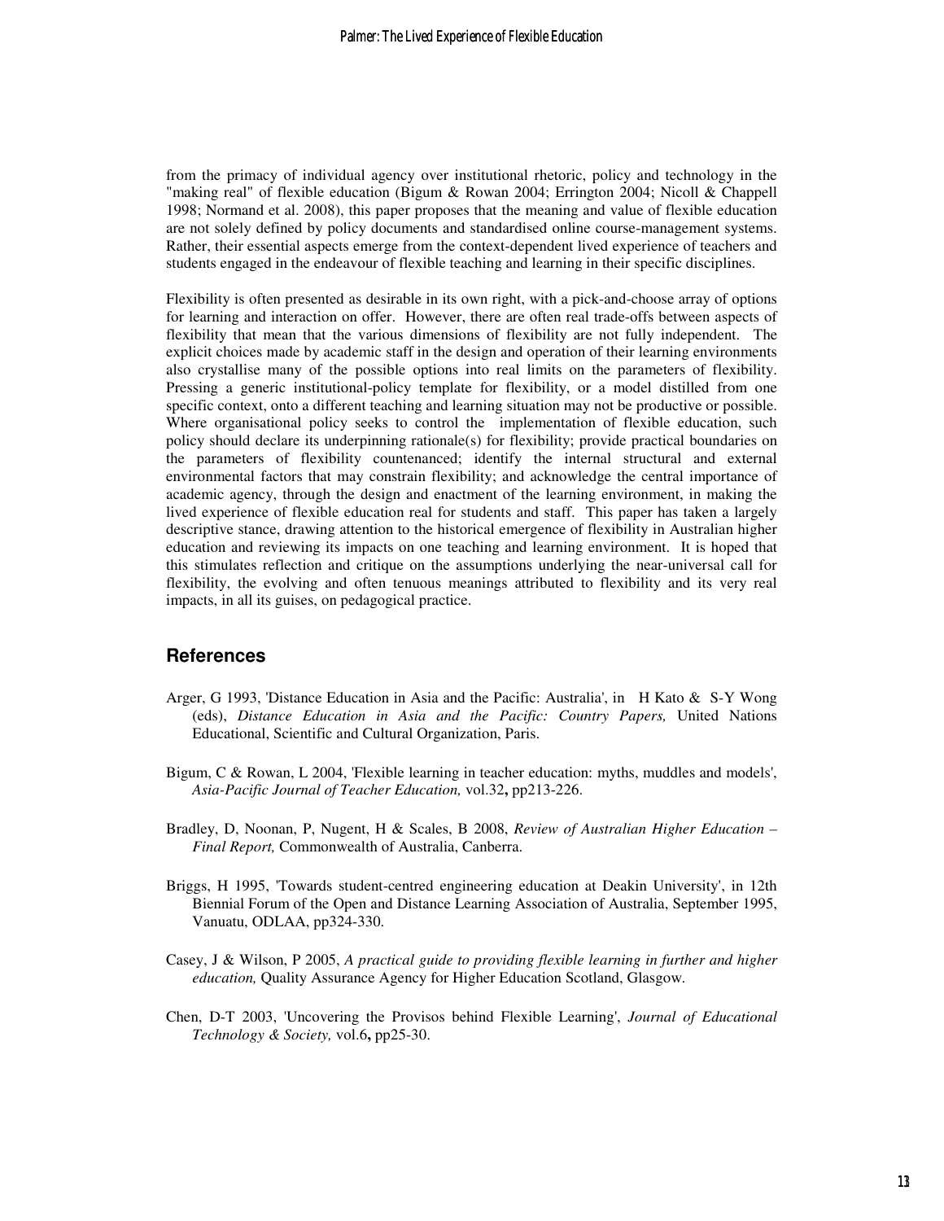from the primacy of individual agency over institutional rhetoric, policy and technology in the "making real" of flexible education (Bigum & Rowan 2004; Errington 2004; Nicoll & Chappell 1998; Normand et al. 2008), this paper proposes that the meaning and value of flexible education are not solely defined by policy documents and standardised online course-management systems. Rather, their essential aspects emerge from the context-dependent lived experience of teachers and students engaged in the endeavour of flexible teaching and learning in their specific disciplines.

Flexibility is often presented as desirable in its own right, with a pick-and-choose array of options for learning and interaction on offer. However, there are often real trade-offs between aspects of flexibility that mean that the various dimensions of flexibility are not fully independent. The explicit choices made by academic staff in the design and operation of their learning environments also crystallise many of the possible options into real limits on the parameters of flexibility. Pressing a generic institutional-policy template for flexibility, or a model distilled from one specific context, onto a different teaching and learning situation may not be productive or possible. Where organisational policy seeks to control the implementation of flexible education, such policy should declare its underpinning rationale(s) for flexibility; provide practical boundaries on the parameters of flexibility countenanced; identify the internal structural and external environmental factors that may constrain flexibility; and acknowledge the central importance of academic agency, through the design and enactment of the learning environment, in making the lived experience of flexible education real for students and staff. This paper has taken a largely descriptive stance, drawing attention to the historical emergence of flexibility in Australian higher education and reviewing its impacts on one teaching and learning environment. It is hoped that this stimulates reflection and critique on the assumptions underlying the near-universal call for flexibility, the evolving and often tenuous meanings attributed to flexibility and its very real impacts, in all its guises, on pedagogical practice.

## References

Arger, G 1993, 'Distance Education in Asia and the Pacific: Australia', in H Kato & S-Y Wong (eds), *Distance Education in Asia and the Pacific: Country Papers,* United Nations Educational, Scientific and Cultural Organization, Paris.

Bigum, C & Rowan, L 2004, 'Flexible learning in teacher education: myths, muddles and models', *Asia-Pacific Journal of Teacher Education,* vol.32**,** pp213-226.

Bradley, D, Noonan, P, Nugent, H & Scales, B 2008, *Review of Australian Higher Education – Final Report,* Commonwealth of Australia, Canberra.

Briggs, H 1995, 'Towards student-centred engineering education at Deakin University', in 12th Biennial Forum of the Open and Distance Learning Association of Australia, September 1995, Vanuatu, ODLAA, pp324-330.

Casey, J & Wilson, P 2005, *A practical guide to providing flexible learning in further and higher education,* Quality Assurance Agency for Higher Education Scotland, Glasgow.

Chen, D-T 2003, 'Uncovering the Provisos behind Flexible Learning', *Journal of Educational Technology & Society,* vol.6**,** pp25-30.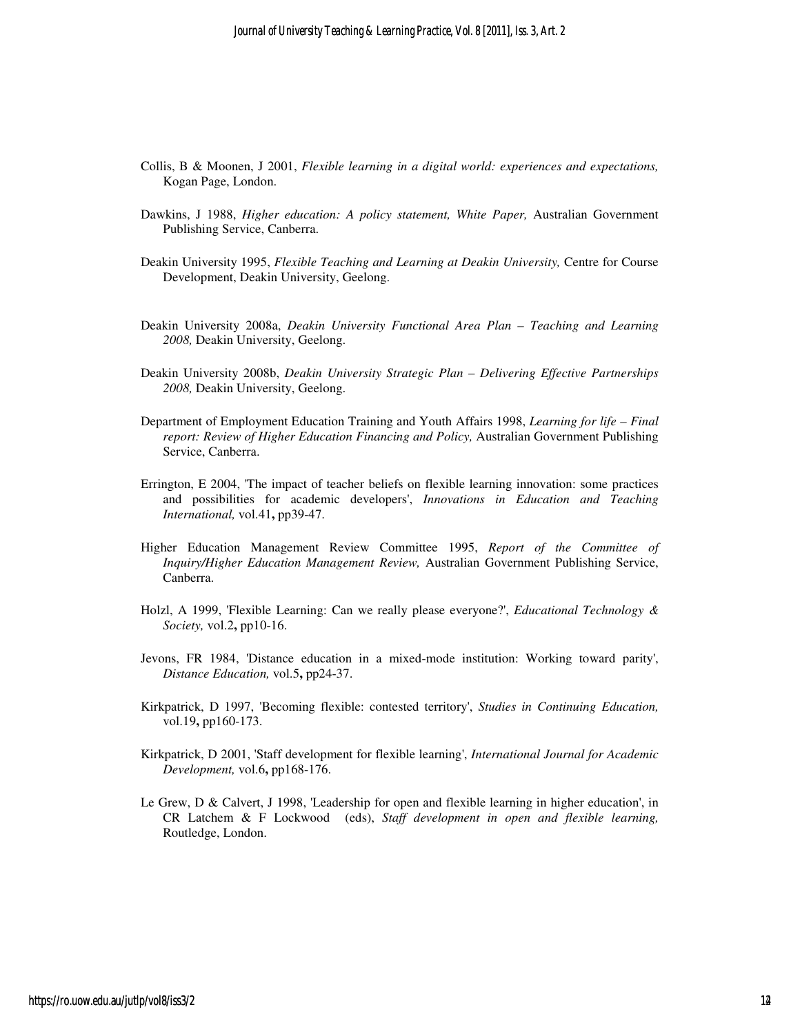Collis, B & Moonen, J 2001, *Flexible learning in a digital world: experiences and expectations,* Kogan Page, London.

Dawkins, J 1988, *Higher education: A policy statement, White Paper,* Australian Government Publishing Service, Canberra.

Deakin University 1995, *Flexible Teaching and Learning at Deakin University,* Centre for Course Development, Deakin University, Geelong.

Deakin University 2008a, *Deakin University Functional Area Plan – Teaching and Learning 2008,* Deakin University, Geelong.

Deakin University 2008b, *Deakin University Strategic Plan – Delivering Effective Partnerships 2008,* Deakin University, Geelong.

Department of Employment Education Training and Youth Affairs 1998, *Learning for life – Final report: Review of Higher Education Financing and Policy,* Australian Government Publishing Service, Canberra.

Errington, E 2004, 'The impact of teacher beliefs on flexible learning innovation: some practices and possibilities for academic developers', *Innovations in Education and Teaching International,* vol.41**,** pp39-47.

Higher Education Management Review Committee 1995, *Report of the Committee of Inquiry/Higher Education Management Review,* Australian Government Publishing Service, Canberra.

Holzl, A 1999, 'Flexible Learning: Can we really please everyone?', *Educational Technology & Society,* vol.2**,** pp10-16.

Jevons, FR 1984, 'Distance education in a mixed-mode institution: Working toward parity', *Distance Education,* vol.5**,** pp24-37.

Kirkpatrick, D 1997, 'Becoming flexible: contested territory', *Studies in Continuing Education,* vol.19**,** pp160-173.

Kirkpatrick, D 2001, 'Staff development for flexible learning', *International Journal for Academic Development,* vol.6**,** pp168-176.

Le Grew, D & Calvert, J 1998, 'Leadership for open and flexible learning in higher education', in CR Latchem & F Lockwood (eds), *Staff development in open and flexible learning,* Routledge, London.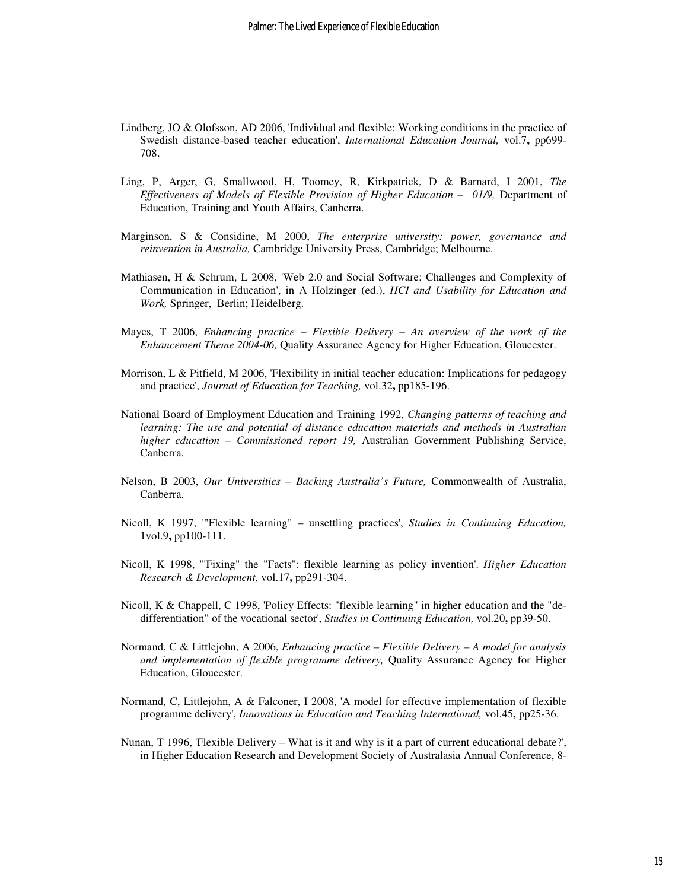Lindberg, JO & Olofsson, AD 2006, 'Individual and flexible: Working conditions in the practice of Swedish distance-based teacher education', *International Education Journal,* vol.7**,** pp699-708.

Ling, P, Arger, G, Smallwood, H, Toomey, R, Kirkpatrick, D & Barnard, I 2001, *The Effectiveness of Models of Flexible Provision of Higher Education – 01/9,* Department of Education, Training and Youth Affairs, Canberra.

Marginson, S & Considine, M 2000, *The enterprise university: power, governance and reinvention in Australia,* Cambridge University Press, Cambridge; Melbourne.

Mathiasen, H & Schrum, L 2008, 'Web 2.0 and Social Software: Challenges and Complexity of Communication in Education', in A Holzinger (ed.), *HCI and Usability for Education and Work,* Springer, Berlin; Heidelberg.

Mayes, T 2006, *Enhancing practice – Flexible Delivery – An overview of the work of the Enhancement Theme 2004-06,* Quality Assurance Agency for Higher Education, Gloucester.

Morrison, L & Pitfield, M 2006, 'Flexibility in initial teacher education: Implications for pedagogy and practice', *Journal of Education for Teaching,* vol.32**,** pp185-196.

National Board of Employment Education and Training 1992, *Changing patterns of teaching and learning: The use and potential of distance education materials and methods in Australian higher education – Commissioned report 19,* Australian Government Publishing Service, Canberra.

Nelson, B 2003, *Our Universities – Backing Australia's Future,* Commonwealth of Australia, Canberra.

Nicoll, K 1997, '"Flexible learning" – unsettling practices', *Studies in Continuing Education,* 1vol.9**,** pp100-111.

Nicoll, K 1998, '"Fixing" the "Facts": flexible learning as policy invention'. *Higher Education Research & Development,* vol.17**,** pp291-304.

Nicoll, K & Chappell, C 1998, 'Policy Effects: "flexible learning" in higher education and the "de-differentiation" of the vocational sector', *Studies in Continuing Education,* vol.20**,** pp39-50.

Normand, C & Littlejohn, A 2006, *Enhancing practice – Flexible Delivery – A model for analysis and implementation of flexible programme delivery,* Quality Assurance Agency for Higher Education, Gloucester.

Normand, C, Littlejohn, A & Falconer, I 2008, 'A model for effective implementation of flexible programme delivery', *Innovations in Education and Teaching International,* vol.45**,** pp25-36.

Nunan, T 1996, 'Flexible Delivery – What is it and why is it a part of current educational debate?', in Higher Education Research and Development Society of Australasia Annual Conference, 8-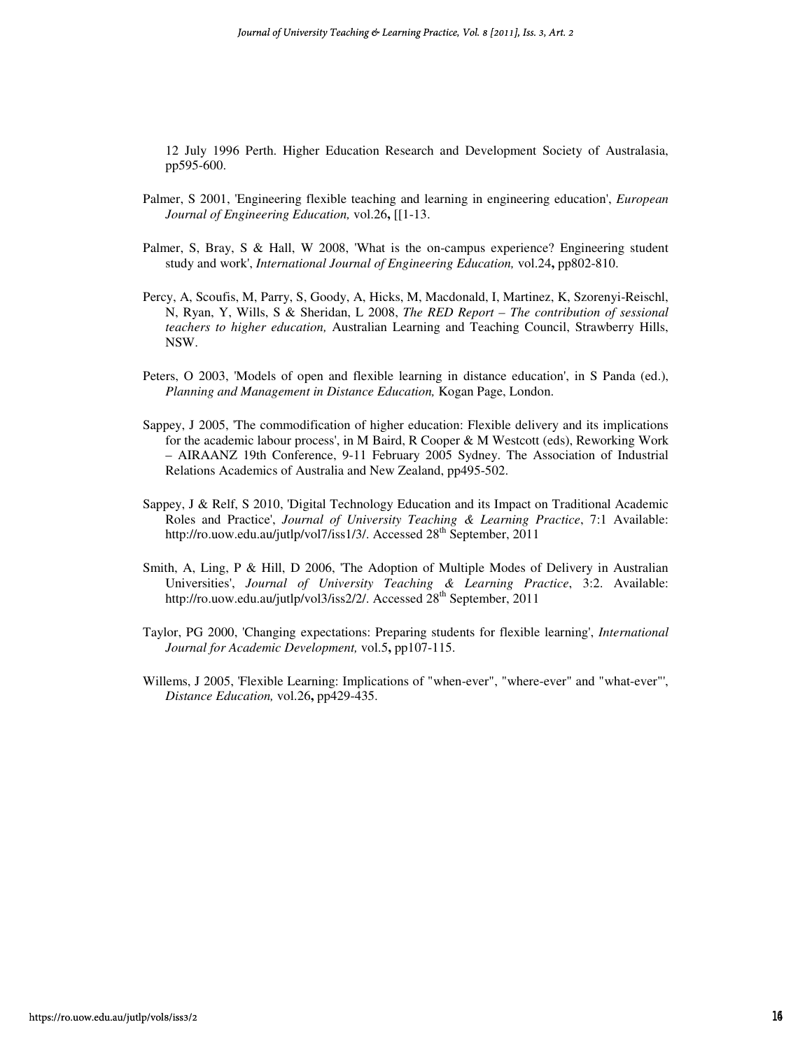12 July 1996 Perth. Higher Education Research and Development Society of Australasia, pp595-600.

Palmer, S 2001, 'Engineering flexible teaching and learning in engineering education', *European Journal of Engineering Education,* vol.26**,** [[1-13.

Palmer, S, Bray, S & Hall, W 2008, 'What is the on-campus experience? Engineering student study and work', *International Journal of Engineering Education,* vol.24**,** pp802-810.

Percy, A, Scoufis, M, Parry, S, Goody, A, Hicks, M, Macdonald, I, Martinez, K, Szorenyi-Reischl, N, Ryan, Y, Wills, S & Sheridan, L 2008, *The RED Report – The contribution of sessional teachers to higher education,* Australian Learning and Teaching Council, Strawberry Hills, NSW.

Peters, O 2003, 'Models of open and flexible learning in distance education', in S Panda (ed.), *Planning and Management in Distance Education,* Kogan Page, London.

Sappey, J 2005, 'The commodification of higher education: Flexible delivery and its implications for the academic labour process', in M Baird, R Cooper & M Westcott (eds), Reworking Work – AIRAANZ 19th Conference, 9-11 February 2005 Sydney. The Association of Industrial Relations Academics of Australia and New Zealand, pp495-502.

Sappey, J & Relf, S 2010, 'Digital Technology Education and its Impact on Traditional Academic Roles and Practice', *Journal of University Teaching & Learning Practice*, 7:1 Available: http://ro.uow.edu.au/jutlp/vol7/iss1/3/. Accessed 28th September, 2011

Smith, A, Ling, P & Hill, D 2006, 'The Adoption of Multiple Modes of Delivery in Australian Universities', *Journal of University Teaching & Learning Practice*, 3:2. Available: http://ro.uow.edu.au/jutlp/vol3/iss2/2/. Accessed 28th September, 2011

Taylor, PG 2000, 'Changing expectations: Preparing students for flexible learning', *International Journal for Academic Development,* vol.5**,** pp107-115.

Willems, J 2005, 'Flexible Learning: Implications of "when-ever", "where-ever" and "what-ever"', *Distance Education,* vol.26**,** pp429-435.